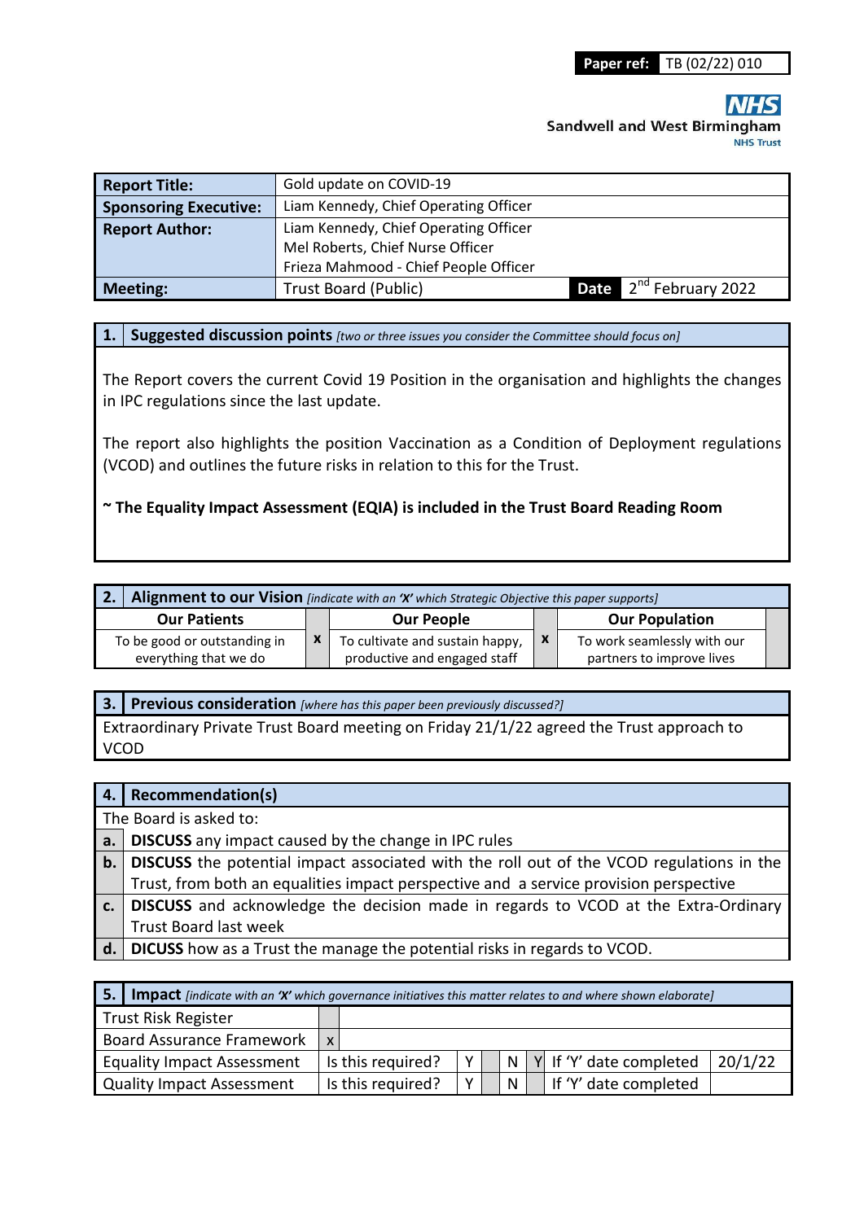**Paper ref:** TB (02/22) 010

Sandwell and West Birmingham NHS Trust

| | | | |
|---|---|---|---|
| **Report Title:** | Gold update on COVID-19 | | |
| **Sponsoring Executive:** | Liam Kennedy, Chief Operating Officer | | |
| **Report Author:** | Liam Kennedy, Chief Operating Officer<br>Mel Roberts, Chief Nurse Officer<br>Frieza Mahmood - Chief People Officer | | |
| **Meeting:** | Trust Board (Public) | **Date** | 2nd February 2022 |

## 1. Suggested discussion points *[two or three issues you consider the Committee should focus on]*

The Report covers the current Covid 19 Position in the organisation and highlights the changes in IPC regulations since the last update.

The report also highlights the position Vaccination as a Condition of Deployment regulations (VCOD) and outlines the future risks in relation to this for the Trust.

**~ The Equality Impact Assessment (EQIA) is included in the Trust Board Reading Room**

## 2. Alignment to our Vision *[indicate with an 'X' which Strategic Objective this paper supports]*

| Our Patients | | Our People | | Our Population | |
|---|---|---|---|---|---|
| To be good or outstanding in everything that we do | x | To cultivate and sustain happy, productive and engaged staff | x | To work seamlessly with our partners to improve lives | |

## 3. Previous consideration *[where has this paper been previously discussed?]*

Extraordinary Private Trust Board meeting on Friday 21/1/22 agreed the Trust approach to VCOD

## 4. Recommendation(s)

The Board is asked to:

a. **DISCUSS** any impact caused by the change in IPC rules
b. **DISCUSS** the potential impact associated with the roll out of the VCOD regulations in the Trust, from both an equalities impact perspective and a service provision perspective
c. **DISCUSS** and acknowledge the decision made in regards to VCOD at the Extra-Ordinary Trust Board last week
d. **DICUSS** how as a Trust the manage the potential risks in regards to VCOD.

## 5. Impact *[indicate with an 'X' which governance initiatives this matter relates to and where shown elaborate]*

| | | | | | | | | |
|---|---|---|---|---|---|---|---|---|
| Trust Risk Register | | | | | | | | |
| Board Assurance Framework | x | | | | | | | |
| Equality Impact Assessment | | Is this required? | Y | | N | Y | If 'Y' date completed | 20/1/22 |
| Quality Impact Assessment | | Is this required? | Y | | N | | If 'Y' date completed | |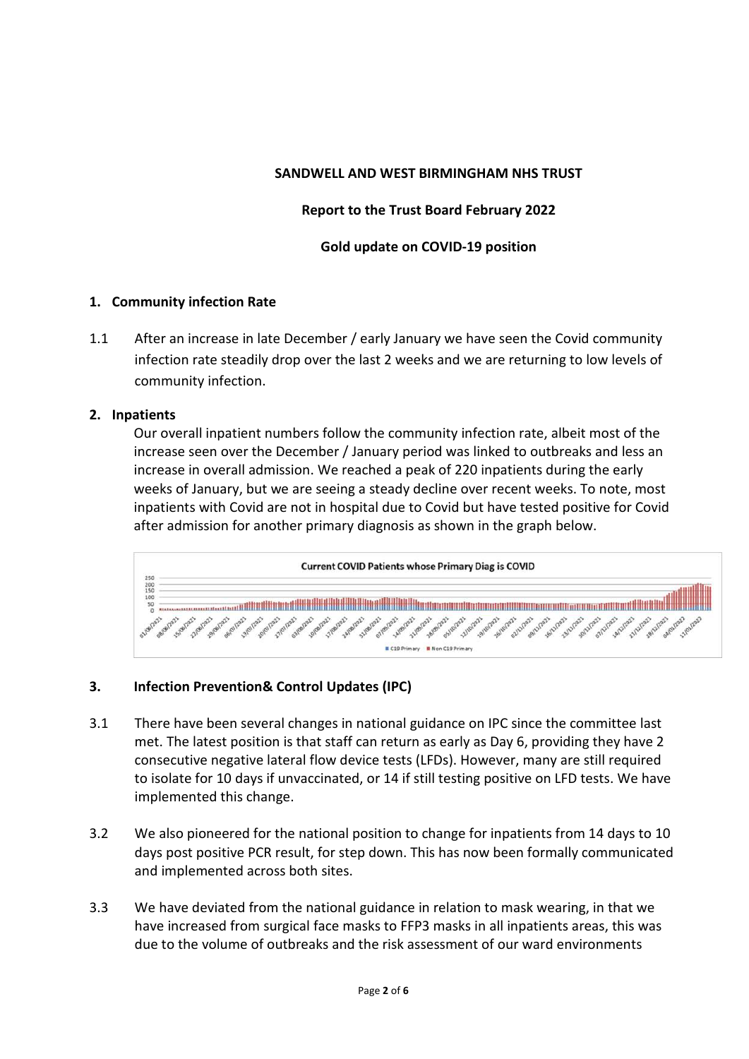**SANDWELL AND WEST BIRMINGHAM NHS TRUST**

**Report to the Trust Board February 2022**

**Gold update on COVID-19 position**

## 1. Community infection Rate

1.1 After an increase in late December / early January we have seen the Covid community infection rate steadily drop over the last 2 weeks and we are returning to low levels of community infection.

## 2. Inpatients

Our overall inpatient numbers follow the community infection rate, albeit most of the increase seen over the December / January period was linked to outbreaks and less an increase in overall admission. We reached a peak of 220 inpatients during the early weeks of January, but we are seeing a steady decline over recent weeks. To note, most inpatients with Covid are not in hospital due to Covid but have tested positive for Covid after admission for another primary diagnosis as shown in the graph below.

Current COVID Patients whose Primary Diag is COVID

## 3. Infection Prevention& Control Updates (IPC)

3.1 There have been several changes in national guidance on IPC since the committee last met. The latest position is that staff can return as early as Day 6, providing they have 2 consecutive negative lateral flow device tests (LFDs). However, many are still required to isolate for 10 days if unvaccinated, or 14 if still testing positive on LFD tests. We have implemented this change.

3.2 We also pioneered for the national position to change for inpatients from 14 days to 10 days post positive PCR result, for step down. This has now been formally communicated and implemented across both sites.

3.3 We have deviated from the national guidance in relation to mask wearing, in that we have increased from surgical face masks to FFP3 masks in all inpatients areas, this was due to the volume of outbreaks and the risk assessment of our ward environments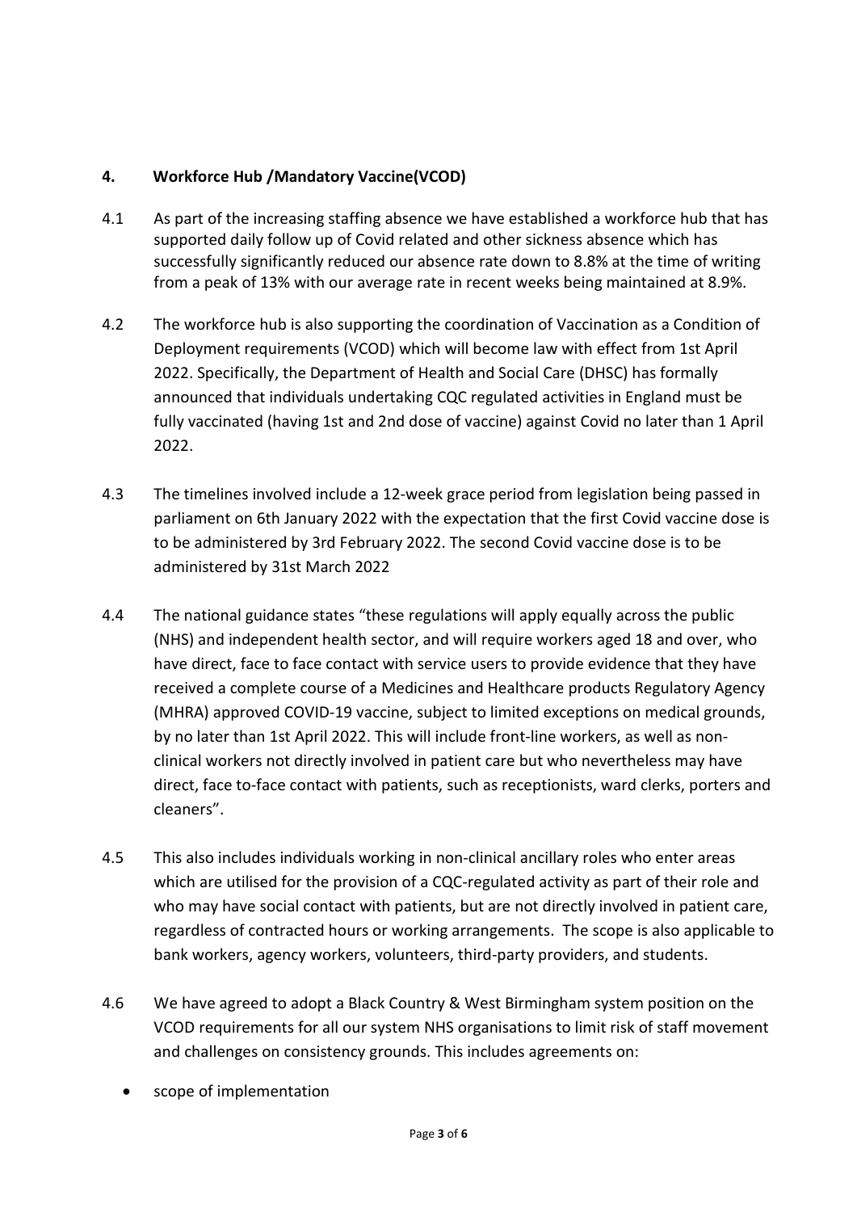## 4. Workforce Hub /Mandatory Vaccine(VCOD)

4.1 As part of the increasing staffing absence we have established a workforce hub that has supported daily follow up of Covid related and other sickness absence which has successfully significantly reduced our absence rate down to 8.8% at the time of writing from a peak of 13% with our average rate in recent weeks being maintained at 8.9%.

4.2 The workforce hub is also supporting the coordination of Vaccination as a Condition of Deployment requirements (VCOD) which will become law with effect from 1st April 2022. Specifically, the Department of Health and Social Care (DHSC) has formally announced that individuals undertaking CQC regulated activities in England must be fully vaccinated (having 1st and 2nd dose of vaccine) against Covid no later than 1 April 2022.

4.3 The timelines involved include a 12-week grace period from legislation being passed in parliament on 6th January 2022 with the expectation that the first Covid vaccine dose is to be administered by 3rd February 2022. The second Covid vaccine dose is to be administered by 31st March 2022

4.4 The national guidance states "these regulations will apply equally across the public (NHS) and independent health sector, and will require workers aged 18 and over, who have direct, face to face contact with service users to provide evidence that they have received a complete course of a Medicines and Healthcare products Regulatory Agency (MHRA) approved COVID-19 vaccine, subject to limited exceptions on medical grounds, by no later than 1st April 2022. This will include front-line workers, as well as non-clinical workers not directly involved in patient care but who nevertheless may have direct, face to-face contact with patients, such as receptionists, ward clerks, porters and cleaners".

4.5 This also includes individuals working in non-clinical ancillary roles who enter areas which are utilised for the provision of a CQC-regulated activity as part of their role and who may have social contact with patients, but are not directly involved in patient care, regardless of contracted hours or working arrangements. The scope is also applicable to bank workers, agency workers, volunteers, third-party providers, and students.

4.6 We have agreed to adopt a Black Country & West Birmingham system position on the VCOD requirements for all our system NHS organisations to limit risk of staff movement and challenges on consistency grounds. This includes agreements on:

- scope of implementation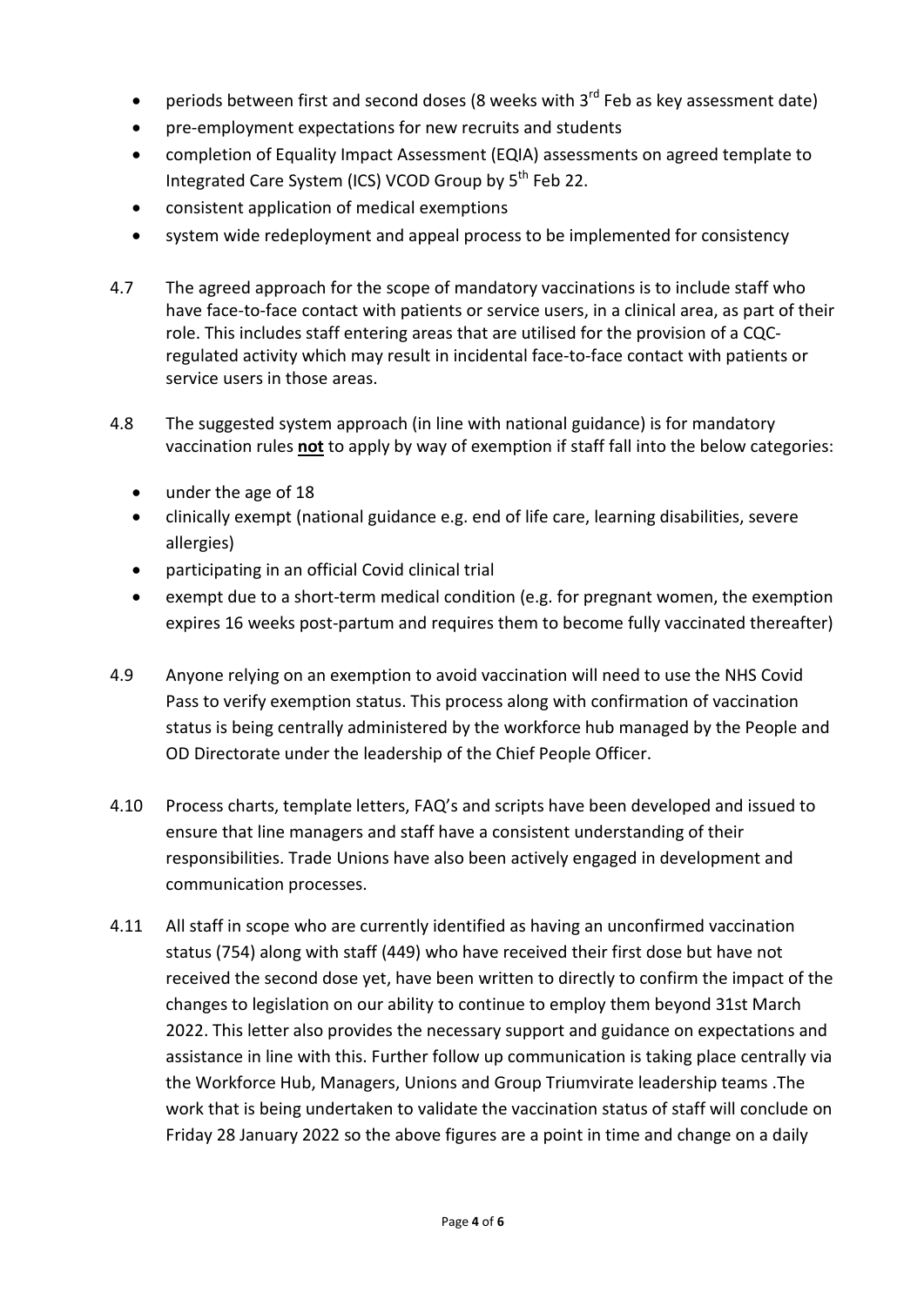- periods between first and second doses (8 weeks with 3rd Feb as key assessment date)
- pre-employment expectations for new recruits and students
- completion of Equality Impact Assessment (EQIA) assessments on agreed template to Integrated Care System (ICS) VCOD Group by 5th Feb 22.
- consistent application of medical exemptions
- system wide redeployment and appeal process to be implemented for consistency

4.7 The agreed approach for the scope of mandatory vaccinations is to include staff who have face-to-face contact with patients or service users, in a clinical area, as part of their role. This includes staff entering areas that are utilised for the provision of a CQC-regulated activity which may result in incidental face-to-face contact with patients or service users in those areas.

4.8 The suggested system approach (in line with national guidance) is for mandatory vaccination rules **not** to apply by way of exemption if staff fall into the below categories:

- under the age of 18
- clinically exempt (national guidance e.g. end of life care, learning disabilities, severe allergies)
- participating in an official Covid clinical trial
- exempt due to a short-term medical condition (e.g. for pregnant women, the exemption expires 16 weeks post-partum and requires them to become fully vaccinated thereafter)

4.9 Anyone relying on an exemption to avoid vaccination will need to use the NHS Covid Pass to verify exemption status. This process along with confirmation of vaccination status is being centrally administered by the workforce hub managed by the People and OD Directorate under the leadership of the Chief People Officer.

4.10 Process charts, template letters, FAQ's and scripts have been developed and issued to ensure that line managers and staff have a consistent understanding of their responsibilities. Trade Unions have also been actively engaged in development and communication processes.

4.11 All staff in scope who are currently identified as having an unconfirmed vaccination status (754) along with staff (449) who have received their first dose but have not received the second dose yet, have been written to directly to confirm the impact of the changes to legislation on our ability to continue to employ them beyond 31st March 2022. This letter also provides the necessary support and guidance on expectations and assistance in line with this. Further follow up communication is taking place centrally via the Workforce Hub, Managers, Unions and Group Triumvirate leadership teams .The work that is being undertaken to validate the vaccination status of staff will conclude on Friday 28 January 2022 so the above figures are a point in time and change on a daily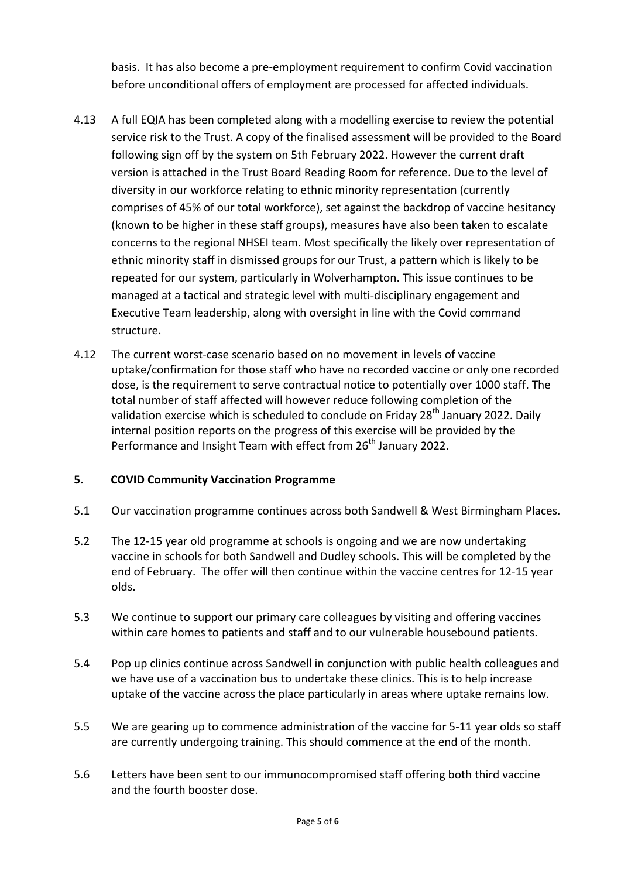basis. It has also become a pre-employment requirement to confirm Covid vaccination before unconditional offers of employment are processed for affected individuals.

4.13 A full EQIA has been completed along with a modelling exercise to review the potential service risk to the Trust. A copy of the finalised assessment will be provided to the Board following sign off by the system on 5th February 2022. However the current draft version is attached in the Trust Board Reading Room for reference. Due to the level of diversity in our workforce relating to ethnic minority representation (currently comprises of 45% of our total workforce), set against the backdrop of vaccine hesitancy (known to be higher in these staff groups), measures have also been taken to escalate concerns to the regional NHSEI team. Most specifically the likely over representation of ethnic minority staff in dismissed groups for our Trust, a pattern which is likely to be repeated for our system, particularly in Wolverhampton. This issue continues to be managed at a tactical and strategic level with multi-disciplinary engagement and Executive Team leadership, along with oversight in line with the Covid command structure.

4.12 The current worst-case scenario based on no movement in levels of vaccine uptake/confirmation for those staff who have no recorded vaccine or only one recorded dose, is the requirement to serve contractual notice to potentially over 1000 staff. The total number of staff affected will however reduce following completion of the validation exercise which is scheduled to conclude on Friday 28th January 2022. Daily internal position reports on the progress of this exercise will be provided by the Performance and Insight Team with effect from 26th January 2022.

## 5. COVID Community Vaccination Programme

5.1 Our vaccination programme continues across both Sandwell & West Birmingham Places.

5.2 The 12-15 year old programme at schools is ongoing and we are now undertaking vaccine in schools for both Sandwell and Dudley schools. This will be completed by the end of February. The offer will then continue within the vaccine centres for 12-15 year olds.

5.3 We continue to support our primary care colleagues by visiting and offering vaccines within care homes to patients and staff and to our vulnerable housebound patients.

5.4 Pop up clinics continue across Sandwell in conjunction with public health colleagues and we have use of a vaccination bus to undertake these clinics. This is to help increase uptake of the vaccine across the place particularly in areas where uptake remains low.

5.5 We are gearing up to commence administration of the vaccine for 5-11 year olds so staff are currently undergoing training. This should commence at the end of the month.

5.6 Letters have been sent to our immunocompromised staff offering both third vaccine and the fourth booster dose.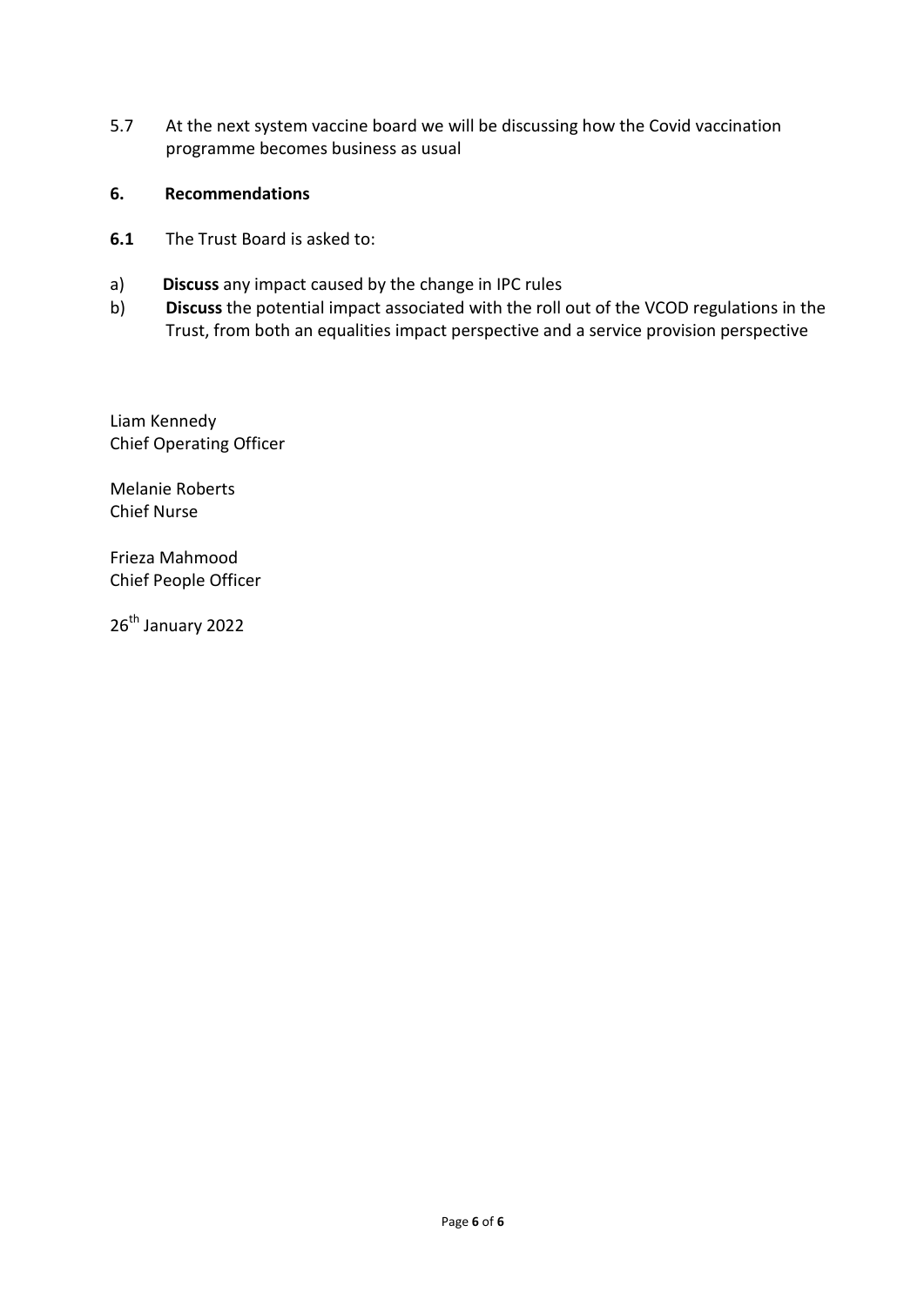5.7 At the next system vaccine board we will be discussing how the Covid vaccination programme becomes business as usual

## 6. Recommendations

**6.1** The Trust Board is asked to:

a) **Discuss** any impact caused by the change in IPC rules

b) **Discuss** the potential impact associated with the roll out of the VCOD regulations in the Trust, from both an equalities impact perspective and a service provision perspective

Liam Kennedy
Chief Operating Officer

Melanie Roberts
Chief Nurse

Frieza Mahmood
Chief People Officer

26th January 2022